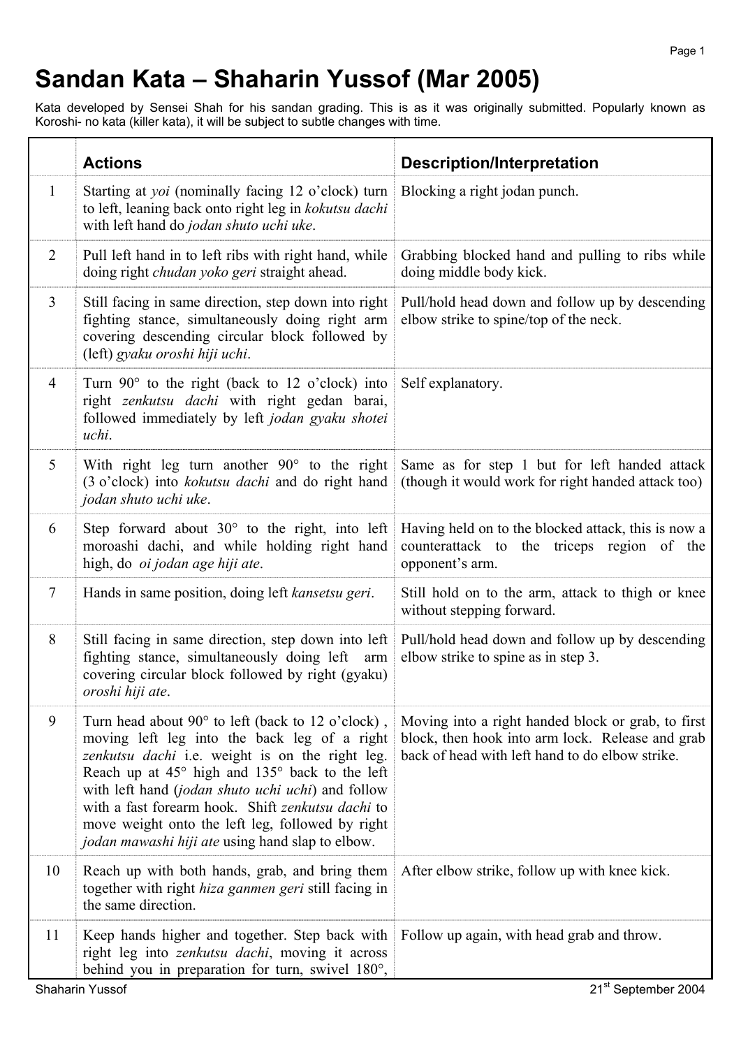# Sandan Kata – Shaharin Yussof (Mar 2005)

Kata developed by Sensei Shah for his sandan grading. This is as it was originally submitted. Popularly known as Koroshi- no kata (killer kata), it will be subject to subtle changes with time.

| | Actions | Description/Interpretation |
|---|---|---|
| 1 | Starting at *yoi* (nominally facing 12 o'clock) turn to left, leaning back onto right leg in *kokutsu dachi* with left hand do *jodan shuto uchi uke*. | Blocking a right jodan punch. |
| 2 | Pull left hand in to left ribs with right hand, while doing right *chudan yoko geri* straight ahead. | Grabbing blocked hand and pulling to ribs while doing middle body kick. |
| 3 | Still facing in same direction, step down into right fighting stance, simultaneously doing right arm covering descending circular block followed by (left) *gyaku oroshi hiji uchi*. | Pull/hold head down and follow up by descending elbow strike to spine/top of the neck. |
| 4 | Turn 90° to the right (back to 12 o'clock) into right *zenkutsu dachi* with right gedan barai, followed immediately by left *jodan gyaku shotei uchi*. | Self explanatory. |
| 5 | With right leg turn another 90° to the right (3 o'clock) into *kokutsu dachi* and do right hand *jodan shuto uchi uke*. | Same as for step 1 but for left handed attack (though it would work for right handed attack too) |
| 6 | Step forward about 30° to the right, into left moroashi dachi, and while holding right hand high, do *oi jodan age hiji ate*. | Having held on to the blocked attack, this is now a counterattack to the triceps region of the opponent's arm. |
| 7 | Hands in same position, doing left *kansetsu geri*. | Still hold on to the arm, attack to thigh or knee without stepping forward. |
| 8 | Still facing in same direction, step down into left fighting stance, simultaneously doing left arm covering circular block followed by right (gyaku) *oroshi hiji ate*. | Pull/hold head down and follow up by descending elbow strike to spine as in step 3. |
| 9 | Turn head about 90° to left (back to 12 o'clock) , moving left leg into the back leg of a right *zenkutsu dachi* i.e. weight is on the right leg. Reach up at 45° high and 135° back to the left with left hand (*jodan shuto uchi uchi*) and follow with a fast forearm hook. Shift *zenkutsu dachi* to move weight onto the left leg, followed by right *jodan mawashi hiji ate* using hand slap to elbow. | Moving into a right handed block or grab, to first block, then hook into arm lock. Release and grab back of head with left hand to do elbow strike. |
| 10 | Reach up with both hands, grab, and bring them together with right *hiza ganmen geri* still facing in the same direction. | After elbow strike, follow up with knee kick. |
| 11 | Keep hands higher and together. Step back with right leg into *zenkutsu dachi*, moving it across behind you in preparation for turn, swivel 180°, | Follow up again, with head grab and throw. |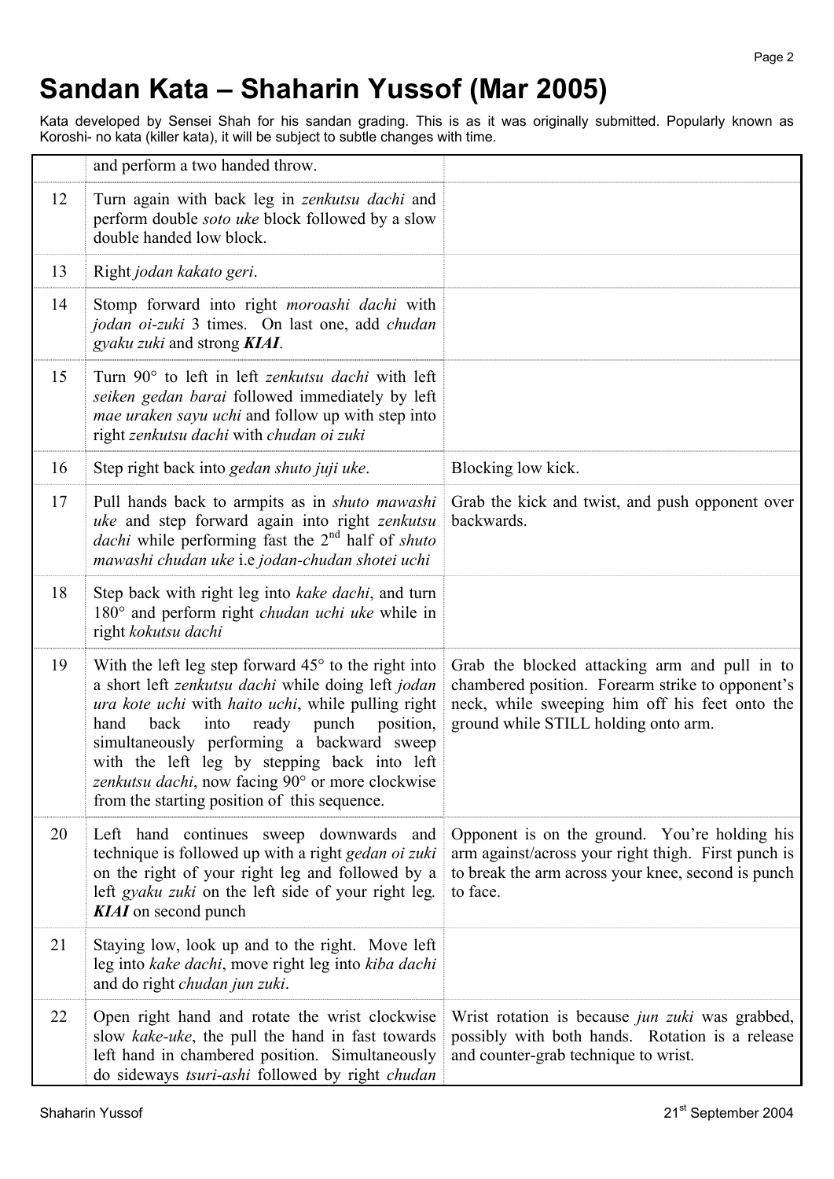# Sandan Kata – Shaharin Yussof (Mar 2005)

Kata developed by Sensei Shah for his sandan grading. This is as it was originally submitted. Popularly known as Koroshi- no kata (killer kata), it will be subject to subtle changes with time.

| | | |
|---|---|---|
| | and perform a two handed throw. | |
| 12 | Turn again with back leg in *zenkutsu dachi* and perform double *soto uke* block followed by a slow double handed low block. | |
| 13 | Right *jodan kakato geri*. | |
| 14 | Stomp forward into right *moroashi dachi* with *jodan oi-zuki* 3 times. On last one, add *chudan gyaku zuki* and strong ***KIAI***. | |
| 15 | Turn 90° to left in left *zenkutsu dachi* with left *seiken gedan barai* followed immediately by left *mae uraken sayu uchi* and follow up with step into right *zenkutsu dachi* with *chudan oi zuki* | |
| 16 | Step right back into *gedan shuto juji uke*. | Blocking low kick. |
| 17 | Pull hands back to armpits as in *shuto mawashi uke* and step forward again into right *zenkutsu dachi* while performing fast the 2nd half of *shuto mawashi chudan uke* i.e *jodan-chudan shotei uchi* | Grab the kick and twist, and push opponent over backwards. |
| 18 | Step back with right leg into *kake dachi*, and turn 180° and perform right *chudan uchi uke* while in right *kokutsu dachi* | |
| 19 | With the left leg step forward 45° to the right into a short left *zenkutsu dachi* while doing left *jodan ura kote uchi* with *haito uchi*, while pulling right hand back into ready punch position, simultaneously performing a backward sweep with the left leg by stepping back into left *zenkutsu dachi*, now facing 90° or more clockwise from the starting position of this sequence. | Grab the blocked attacking arm and pull in to chambered position. Forearm strike to opponent's neck, while sweeping him off his feet onto the ground while STILL holding onto arm. |
| 20 | Left hand continues sweep downwards and technique is followed up with a right *gedan oi zuki* on the right of your right leg and followed by a left *gyaku zuki* on the left side of your right leg. ***KIAI*** on second punch | Opponent is on the ground. You're holding his arm against/across your right thigh. First punch is to break the arm across your knee, second is punch to face. |
| 21 | Staying low, look up and to the right. Move left leg into *kake dachi*, move right leg into *kiba dachi* and do right *chudan jun zuki*. | |
| 22 | Open right hand and rotate the wrist clockwise slow *kake-uke*, the pull the hand in fast towards left hand in chambered position. Simultaneously do sideways *tsuri-ashi* followed by right *chudan* | Wrist rotation is because *jun zuki* was grabbed, possibly with both hands. Rotation is a release and counter-grab technique to wrist. |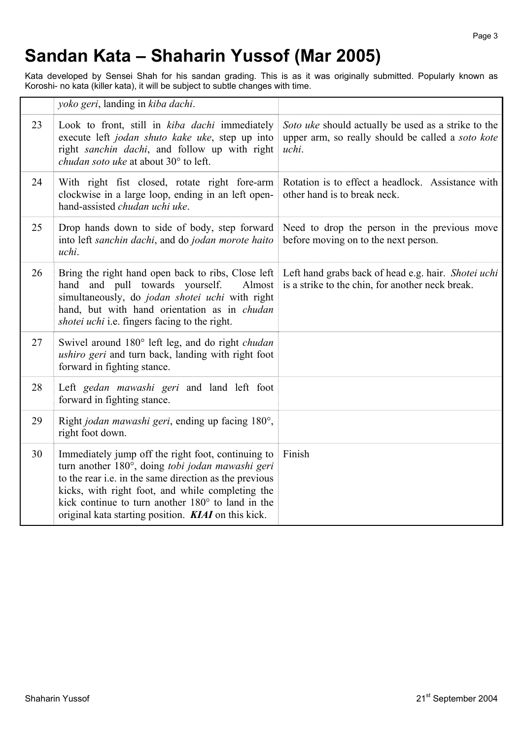# Sandan Kata – Shaharin Yussof (Mar 2005)

Kata developed by Sensei Shah for his sandan grading. This is as it was originally submitted. Popularly known as Koroshi- no kata (killer kata), it will be subject to subtle changes with time.

| | | |
|---|---|---|
| | *yoko geri*, landing in *kiba dachi*. | |
| 23 | Look to front, still in *kiba dachi* immediately execute left *jodan shuto kake uke*, step up into right *sanchin dachi*, and follow up with right *chudan soto uke* at about 30° to left. | *Soto uke* should actually be used as a strike to the upper arm, so really should be called a *soto kote uchi*. |
| 24 | With right fist closed, rotate right fore-arm clockwise in a large loop, ending in an left open-hand-assisted *chudan uchi uke*. | Rotation is to effect a headlock. Assistance with other hand is to break neck. |
| 25 | Drop hands down to side of body, step forward into left *sanchin dachi*, and do *jodan morote haito uchi*. | Need to drop the person in the previous move before moving on to the next person. |
| 26 | Bring the right hand open back to ribs, Close left hand and pull towards yourself. Almost simultaneously, do *jodan shotei uchi* with right hand, but with hand orientation as in *chudan shotei uchi* i.e. fingers facing to the right. | Left hand grabs back of head e.g. hair. *Shotei uchi* is a strike to the chin, for another neck break. |
| 27 | Swivel around 180° left leg, and do right *chudan ushiro geri* and turn back, landing with right foot forward in fighting stance. | |
| 28 | Left *gedan mawashi geri* and land left foot forward in fighting stance. | |
| 29 | Right *jodan mawashi geri*, ending up facing 180°, right foot down. | |
| 30 | Immediately jump off the right foot, continuing to turn another 180°, doing *tobi jodan mawashi geri* to the rear i.e. in the same direction as the previous kicks, with right foot, and while completing the kick continue to turn another 180° to land in the original kata starting position. ***KIAI*** on this kick. | Finish |

Shaharin Yussof 21st September 2004